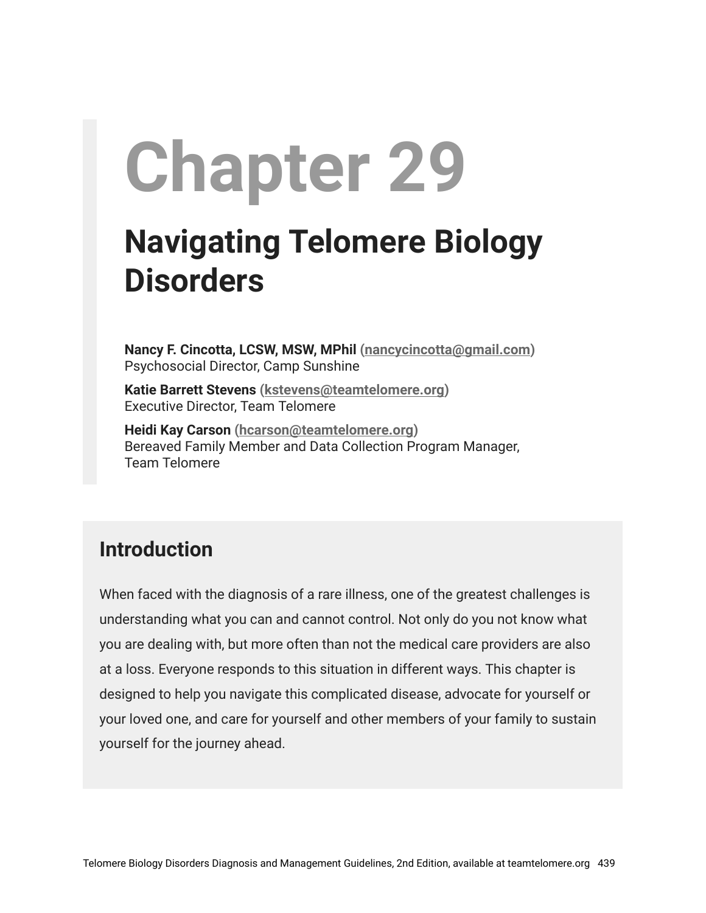# Chapter 29

## Navigating Telomere Biology Disorders

**Nancy F. Cincotta, LCSW, MSW, MPhil** (nancycincotta@gmail.com)
Psychosocial Director, Camp Sunshine

**Katie Barrett Stevens** (kstevens@teamtelomere.org)
Executive Director, Team Telomere

**Heidi Kay Carson** (hcarson@teamtelomere.org)
Bereaved Family Member and Data Collection Program Manager, Team Telomere

### Introduction

When faced with the diagnosis of a rare illness, one of the greatest challenges is understanding what you can and cannot control. Not only do you not know what you are dealing with, but more often than not the medical care providers are also at a loss. Everyone responds to this situation in different ways. This chapter is designed to help you navigate this complicated disease, advocate for yourself or your loved one, and care for yourself and other members of your family to sustain yourself for the journey ahead.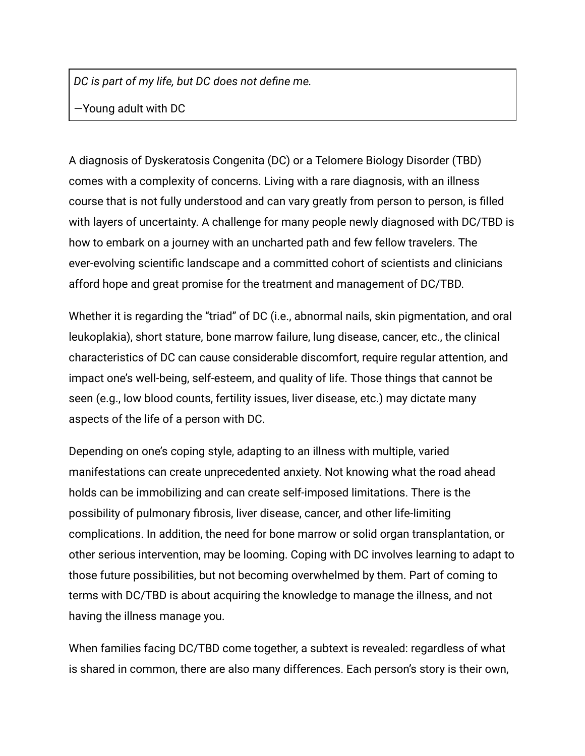> *DC is part of my life, but DC does not define me.*
>
> —Young adult with DC

A diagnosis of Dyskeratosis Congenita (DC) or a Telomere Biology Disorder (TBD) comes with a complexity of concerns. Living with a rare diagnosis, with an illness course that is not fully understood and can vary greatly from person to person, is filled with layers of uncertainty. A challenge for many people newly diagnosed with DC/TBD is how to embark on a journey with an uncharted path and few fellow travelers. The ever-evolving scientific landscape and a committed cohort of scientists and clinicians afford hope and great promise for the treatment and management of DC/TBD.

Whether it is regarding the "triad" of DC (i.e., abnormal nails, skin pigmentation, and oral leukoplakia), short stature, bone marrow failure, lung disease, cancer, etc., the clinical characteristics of DC can cause considerable discomfort, require regular attention, and impact one's well-being, self-esteem, and quality of life. Those things that cannot be seen (e.g., low blood counts, fertility issues, liver disease, etc.) may dictate many aspects of the life of a person with DC.

Depending on one's coping style, adapting to an illness with multiple, varied manifestations can create unprecedented anxiety. Not knowing what the road ahead holds can be immobilizing and can create self-imposed limitations. There is the possibility of pulmonary fibrosis, liver disease, cancer, and other life-limiting complications. In addition, the need for bone marrow or solid organ transplantation, or other serious intervention, may be looming. Coping with DC involves learning to adapt to those future possibilities, but not becoming overwhelmed by them. Part of coming to terms with DC/TBD is about acquiring the knowledge to manage the illness, and not having the illness manage you.

When families facing DC/TBD come together, a subtext is revealed: regardless of what is shared in common, there are also many differences. Each person's story is their own,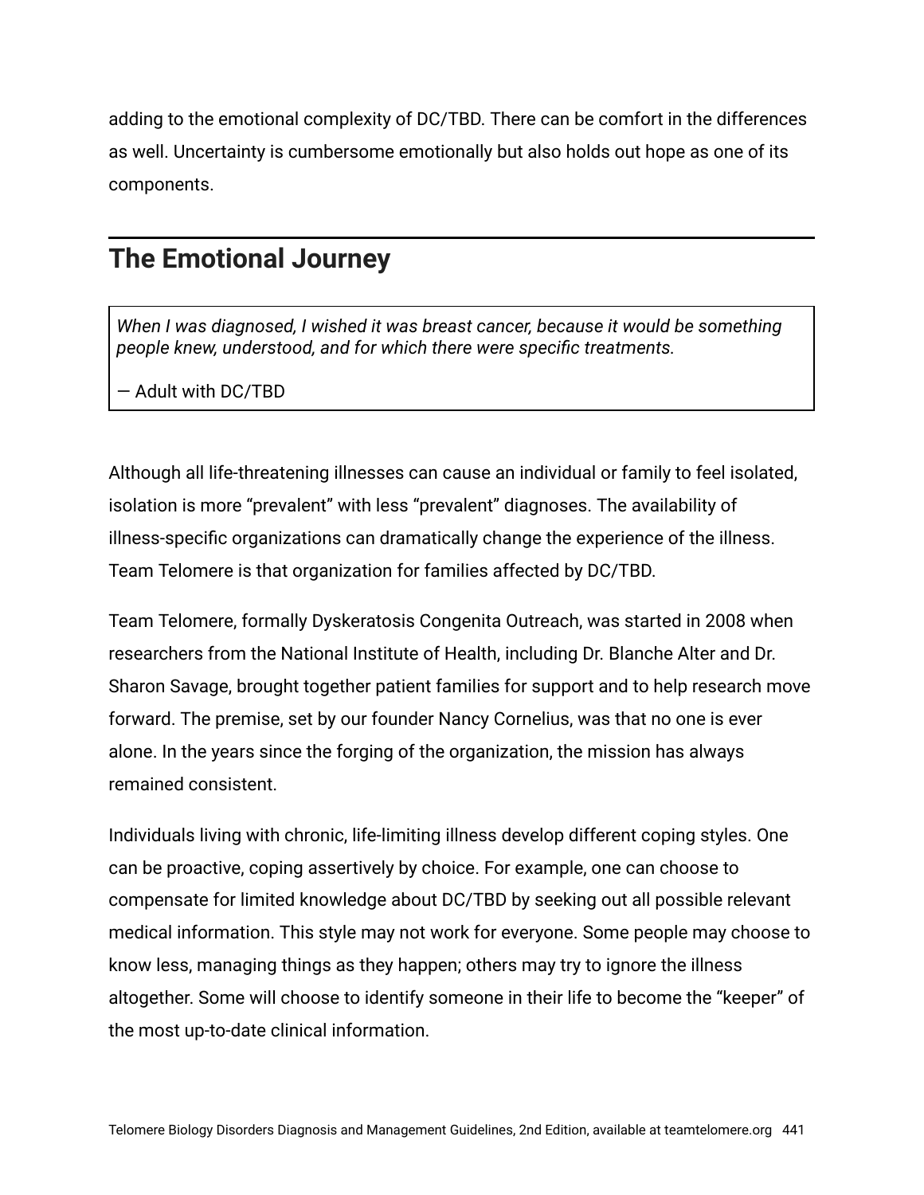adding to the emotional complexity of DC/TBD. There can be comfort in the differences as well. Uncertainty is cumbersome emotionally but also holds out hope as one of its components.

## The Emotional Journey

> *When I was diagnosed, I wished it was breast cancer, because it would be something people knew, understood, and for which there were specific treatments.*
>
> — Adult with DC/TBD

Although all life-threatening illnesses can cause an individual or family to feel isolated, isolation is more "prevalent" with less "prevalent" diagnoses. The availability of illness-specific organizations can dramatically change the experience of the illness. Team Telomere is that organization for families affected by DC/TBD.

Team Telomere, formally Dyskeratosis Congenita Outreach, was started in 2008 when researchers from the National Institute of Health, including Dr. Blanche Alter and Dr. Sharon Savage, brought together patient families for support and to help research move forward. The premise, set by our founder Nancy Cornelius, was that no one is ever alone. In the years since the forging of the organization, the mission has always remained consistent.

Individuals living with chronic, life-limiting illness develop different coping styles. One can be proactive, coping assertively by choice. For example, one can choose to compensate for limited knowledge about DC/TBD by seeking out all possible relevant medical information. This style may not work for everyone. Some people may choose to know less, managing things as they happen; others may try to ignore the illness altogether. Some will choose to identify someone in their life to become the "keeper" of the most up-to-date clinical information.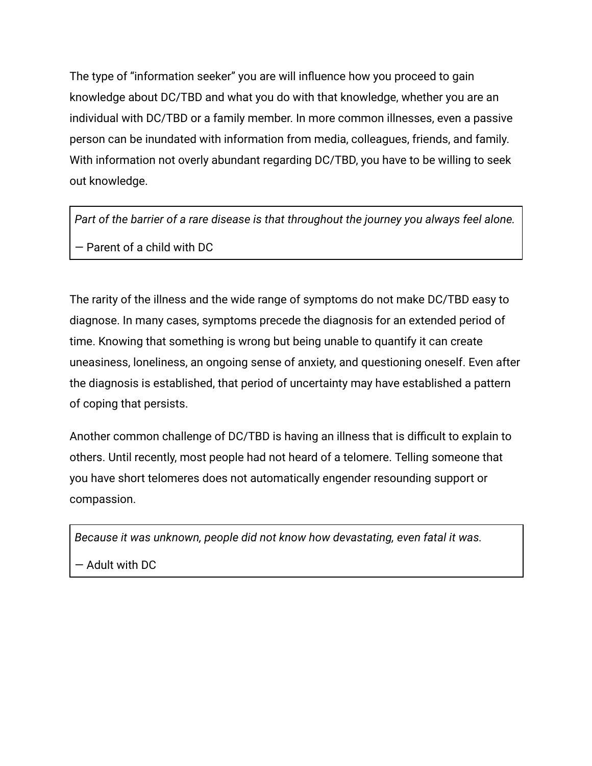The type of “information seeker” you are will influence how you proceed to gain knowledge about DC/TBD and what you do with that knowledge, whether you are an individual with DC/TBD or a family member. In more common illnesses, even a passive person can be inundated with information from media, colleagues, friends, and family. With information not overly abundant regarding DC/TBD, you have to be willing to seek out knowledge.

> *Part of the barrier of a rare disease is that throughout the journey you always feel alone.*
>
> — Parent of a child with DC

The rarity of the illness and the wide range of symptoms do not make DC/TBD easy to diagnose. In many cases, symptoms precede the diagnosis for an extended period of time. Knowing that something is wrong but being unable to quantify it can create uneasiness, loneliness, an ongoing sense of anxiety, and questioning oneself. Even after the diagnosis is established, that period of uncertainty may have established a pattern of coping that persists.

Another common challenge of DC/TBD is having an illness that is difficult to explain to others. Until recently, most people had not heard of a telomere. Telling someone that you have short telomeres does not automatically engender resounding support or compassion.

> *Because it was unknown, people did not know how devastating, even fatal it was.*
>
> — Adult with DC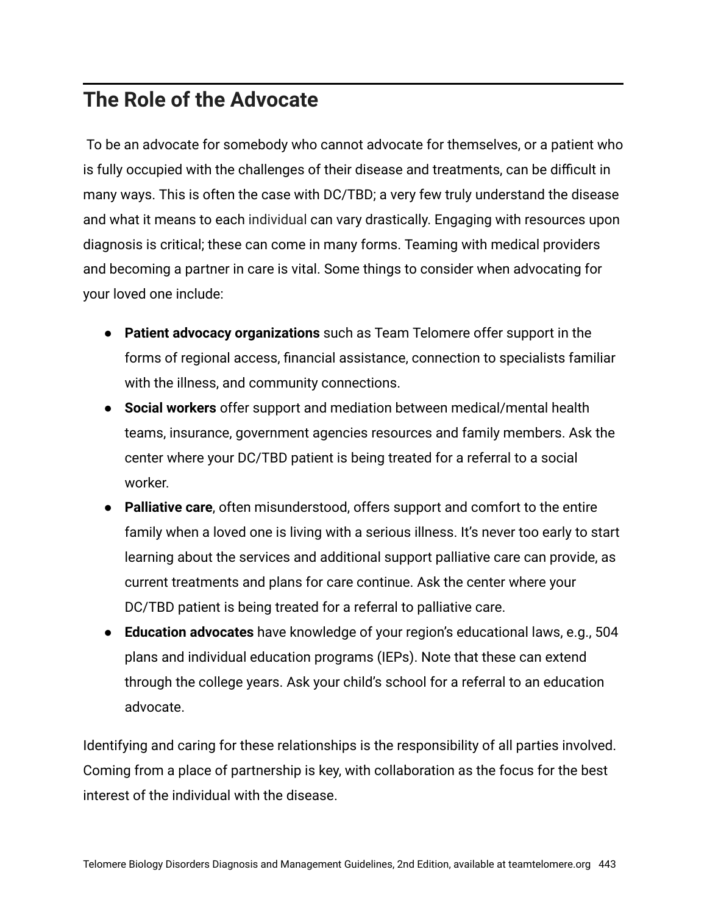## The Role of the Advocate

To be an advocate for somebody who cannot advocate for themselves, or a patient who is fully occupied with the challenges of their disease and treatments, can be difficult in many ways. This is often the case with DC/TBD; a very few truly understand the disease and what it means to each individual can vary drastically. Engaging with resources upon diagnosis is critical; these can come in many forms. Teaming with medical providers and becoming a partner in care is vital. Some things to consider when advocating for your loved one include:

- **Patient advocacy organizations** such as Team Telomere offer support in the forms of regional access, financial assistance, connection to specialists familiar with the illness, and community connections.
- **Social workers** offer support and mediation between medical/mental health teams, insurance, government agencies resources and family members. Ask the center where your DC/TBD patient is being treated for a referral to a social worker.
- **Palliative care**, often misunderstood, offers support and comfort to the entire family when a loved one is living with a serious illness. It's never too early to start learning about the services and additional support palliative care can provide, as current treatments and plans for care continue. Ask the center where your DC/TBD patient is being treated for a referral to palliative care.
- **Education advocates** have knowledge of your region's educational laws, e.g., 504 plans and individual education programs (IEPs). Note that these can extend through the college years. Ask your child's school for a referral to an education advocate.

Identifying and caring for these relationships is the responsibility of all parties involved. Coming from a place of partnership is key, with collaboration as the focus for the best interest of the individual with the disease.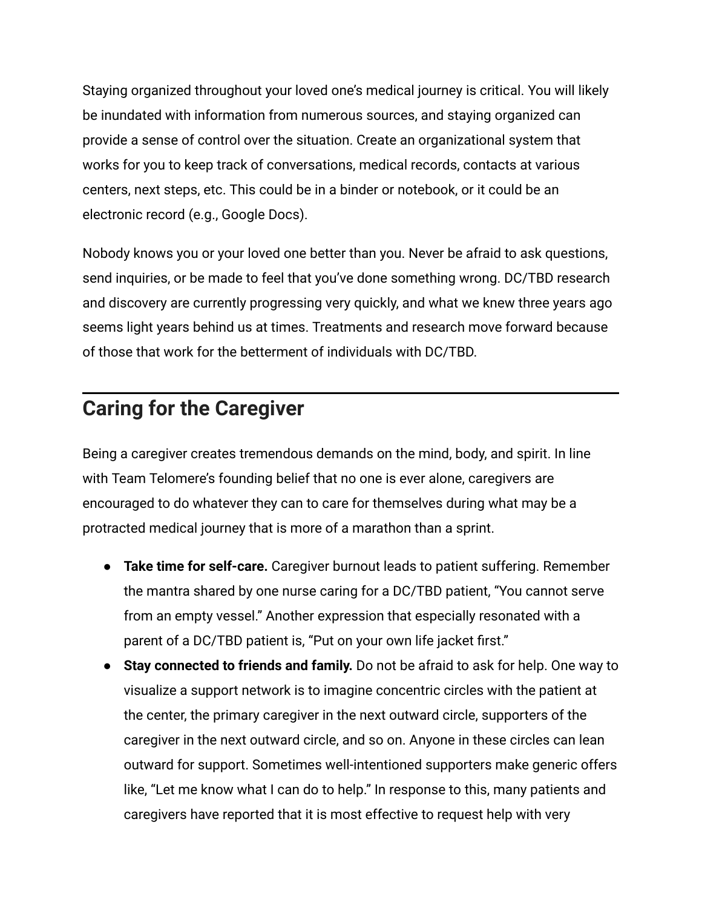Staying organized throughout your loved one's medical journey is critical. You will likely be inundated with information from numerous sources, and staying organized can provide a sense of control over the situation. Create an organizational system that works for you to keep track of conversations, medical records, contacts at various centers, next steps, etc. This could be in a binder or notebook, or it could be an electronic record (e.g., Google Docs).

Nobody knows you or your loved one better than you. Never be afraid to ask questions, send inquiries, or be made to feel that you've done something wrong. DC/TBD research and discovery are currently progressing very quickly, and what we knew three years ago seems light years behind us at times. Treatments and research move forward because of those that work for the betterment of individuals with DC/TBD.

## Caring for the Caregiver

Being a caregiver creates tremendous demands on the mind, body, and spirit. In line with Team Telomere's founding belief that no one is ever alone, caregivers are encouraged to do whatever they can to care for themselves during what may be a protracted medical journey that is more of a marathon than a sprint.

- **Take time for self-care.** Caregiver burnout leads to patient suffering. Remember the mantra shared by one nurse caring for a DC/TBD patient, "You cannot serve from an empty vessel." Another expression that especially resonated with a parent of a DC/TBD patient is, "Put on your own life jacket first."
- **Stay connected to friends and family.** Do not be afraid to ask for help. One way to visualize a support network is to imagine concentric circles with the patient at the center, the primary caregiver in the next outward circle, supporters of the caregiver in the next outward circle, and so on. Anyone in these circles can lean outward for support. Sometimes well-intentioned supporters make generic offers like, "Let me know what I can do to help." In response to this, many patients and caregivers have reported that it is most effective to request help with very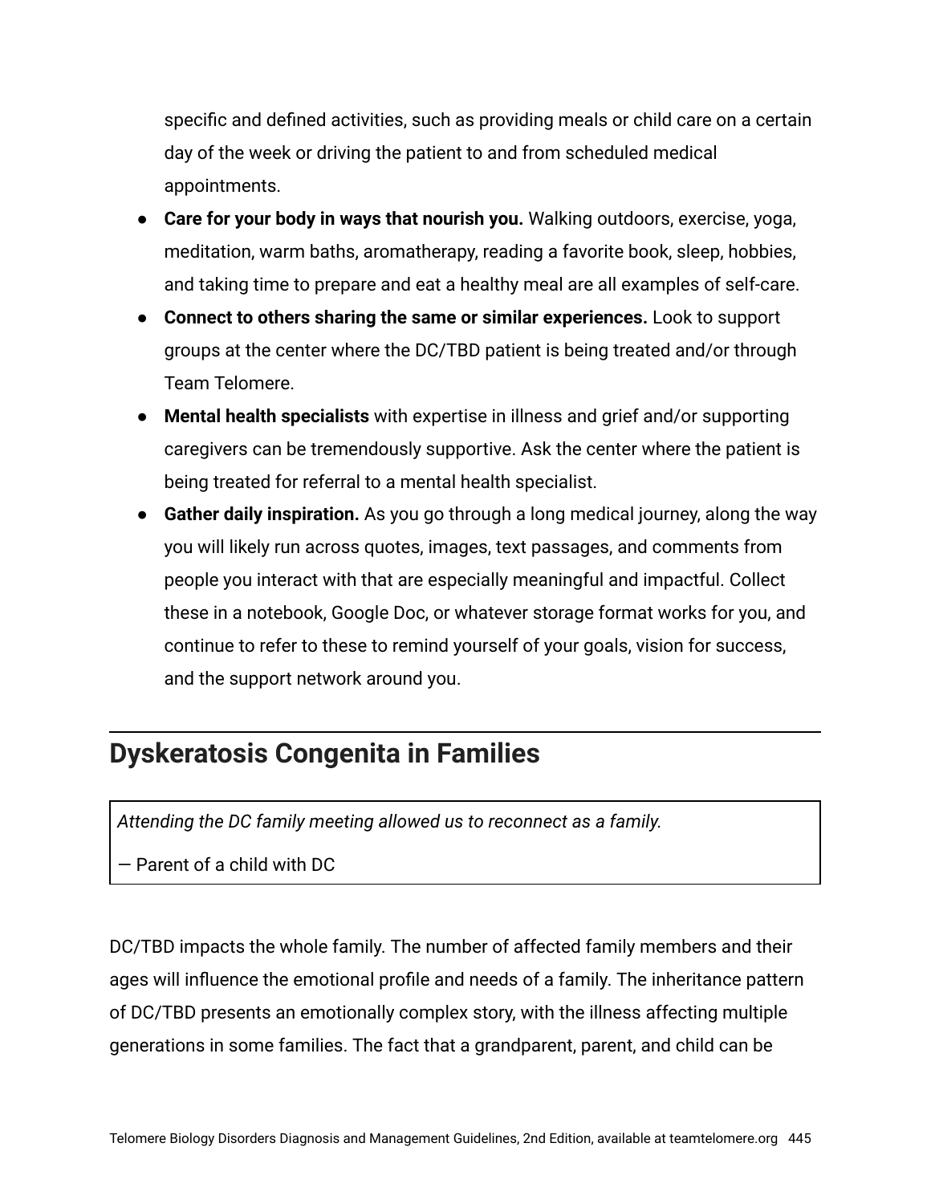specific and defined activities, such as providing meals or child care on a certain day of the week or driving the patient to and from scheduled medical appointments.

- **Care for your body in ways that nourish you.** Walking outdoors, exercise, yoga, meditation, warm baths, aromatherapy, reading a favorite book, sleep, hobbies, and taking time to prepare and eat a healthy meal are all examples of self-care.
- **Connect to others sharing the same or similar experiences.** Look to support groups at the center where the DC/TBD patient is being treated and/or through Team Telomere.
- **Mental health specialists** with expertise in illness and grief and/or supporting caregivers can be tremendously supportive. Ask the center where the patient is being treated for referral to a mental health specialist.
- **Gather daily inspiration.** As you go through a long medical journey, along the way you will likely run across quotes, images, text passages, and comments from people you interact with that are especially meaningful and impactful. Collect these in a notebook, Google Doc, or whatever storage format works for you, and continue to refer to these to remind yourself of your goals, vision for success, and the support network around you.

## Dyskeratosis Congenita in Families

> *Attending the DC family meeting allowed us to reconnect as a family.*
>
> — Parent of a child with DC

DC/TBD impacts the whole family. The number of affected family members and their ages will influence the emotional profile and needs of a family. The inheritance pattern of DC/TBD presents an emotionally complex story, with the illness affecting multiple generations in some families. The fact that a grandparent, parent, and child can be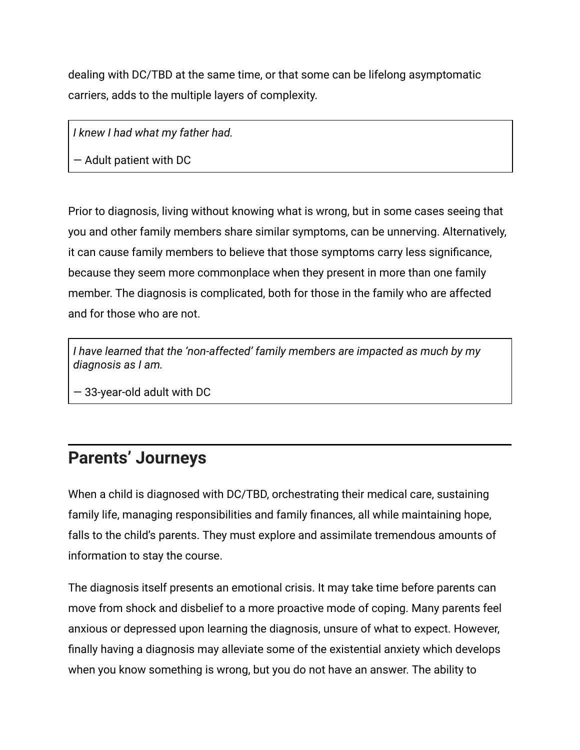dealing with DC/TBD at the same time, or that some can be lifelong asymptomatic carriers, adds to the multiple layers of complexity.

> *I knew I had what my father had.*
>
> — Adult patient with DC

Prior to diagnosis, living without knowing what is wrong, but in some cases seeing that you and other family members share similar symptoms, can be unnerving. Alternatively, it can cause family members to believe that those symptoms carry less significance, because they seem more commonplace when they present in more than one family member. The diagnosis is complicated, both for those in the family who are affected and for those who are not.

> *I have learned that the 'non-affected' family members are impacted as much by my diagnosis as I am.*
>
> — 33-year-old adult with DC

## Parents' Journeys

When a child is diagnosed with DC/TBD, orchestrating their medical care, sustaining family life, managing responsibilities and family finances, all while maintaining hope, falls to the child's parents. They must explore and assimilate tremendous amounts of information to stay the course.

The diagnosis itself presents an emotional crisis. It may take time before parents can move from shock and disbelief to a more proactive mode of coping. Many parents feel anxious or depressed upon learning the diagnosis, unsure of what to expect. However, finally having a diagnosis may alleviate some of the existential anxiety which develops when you know something is wrong, but you do not have an answer. The ability to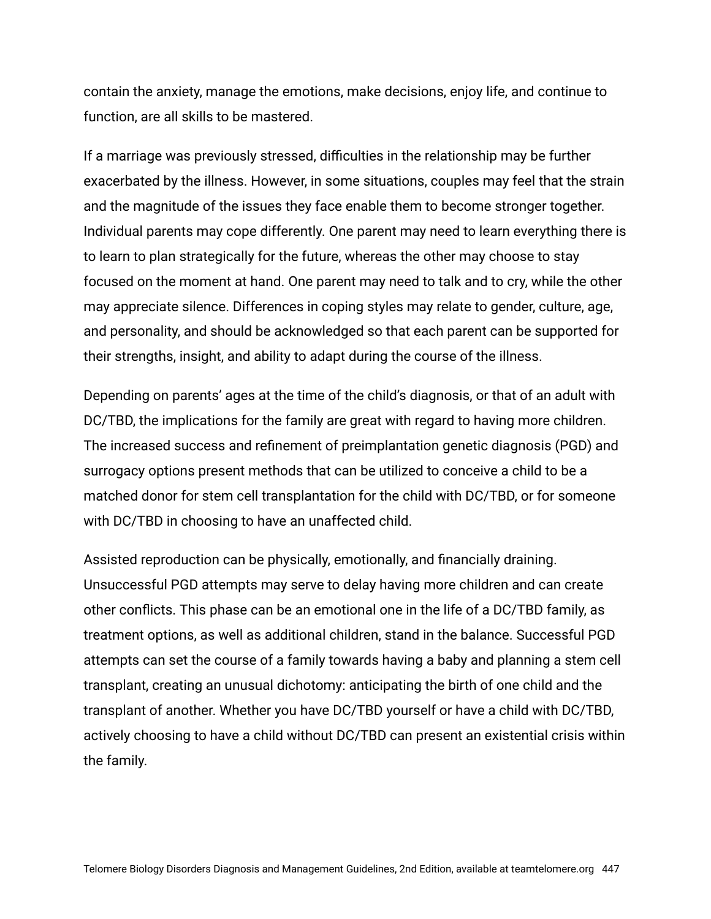contain the anxiety, manage the emotions, make decisions, enjoy life, and continue to function, are all skills to be mastered.

If a marriage was previously stressed, difficulties in the relationship may be further exacerbated by the illness. However, in some situations, couples may feel that the strain and the magnitude of the issues they face enable them to become stronger together. Individual parents may cope differently. One parent may need to learn everything there is to learn to plan strategically for the future, whereas the other may choose to stay focused on the moment at hand. One parent may need to talk and to cry, while the other may appreciate silence. Differences in coping styles may relate to gender, culture, age, and personality, and should be acknowledged so that each parent can be supported for their strengths, insight, and ability to adapt during the course of the illness.

Depending on parents' ages at the time of the child's diagnosis, or that of an adult with DC/TBD, the implications for the family are great with regard to having more children. The increased success and refinement of preimplantation genetic diagnosis (PGD) and surrogacy options present methods that can be utilized to conceive a child to be a matched donor for stem cell transplantation for the child with DC/TBD, or for someone with DC/TBD in choosing to have an unaffected child.

Assisted reproduction can be physically, emotionally, and financially draining. Unsuccessful PGD attempts may serve to delay having more children and can create other conflicts. This phase can be an emotional one in the life of a DC/TBD family, as treatment options, as well as additional children, stand in the balance. Successful PGD attempts can set the course of a family towards having a baby and planning a stem cell transplant, creating an unusual dichotomy: anticipating the birth of one child and the transplant of another. Whether you have DC/TBD yourself or have a child with DC/TBD, actively choosing to have a child without DC/TBD can present an existential crisis within the family.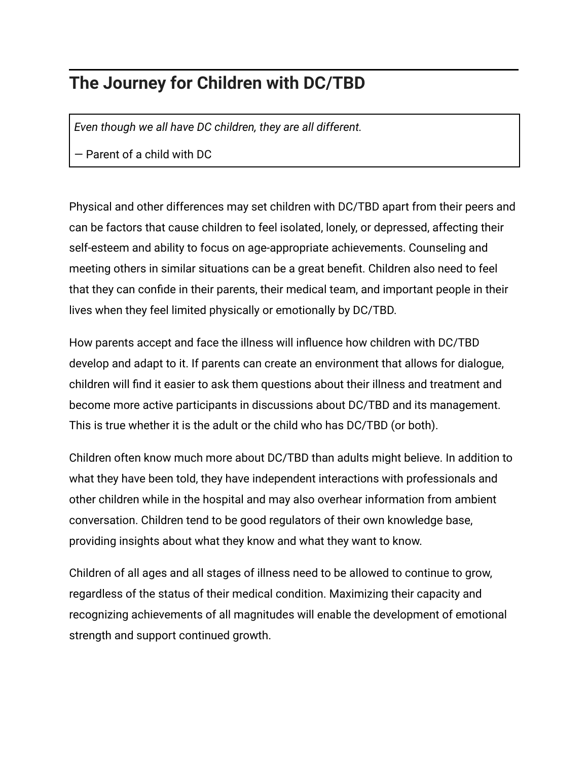## The Journey for Children with DC/TBD

> *Even though we all have DC children, they are all different.*
>
> — Parent of a child with DC

Physical and other differences may set children with DC/TBD apart from their peers and can be factors that cause children to feel isolated, lonely, or depressed, affecting their self-esteem and ability to focus on age-appropriate achievements. Counseling and meeting others in similar situations can be a great benefit. Children also need to feel that they can confide in their parents, their medical team, and important people in their lives when they feel limited physically or emotionally by DC/TBD.

How parents accept and face the illness will influence how children with DC/TBD develop and adapt to it. If parents can create an environment that allows for dialogue, children will find it easier to ask them questions about their illness and treatment and become more active participants in discussions about DC/TBD and its management. This is true whether it is the adult or the child who has DC/TBD (or both).

Children often know much more about DC/TBD than adults might believe. In addition to what they have been told, they have independent interactions with professionals and other children while in the hospital and may also overhear information from ambient conversation. Children tend to be good regulators of their own knowledge base, providing insights about what they know and what they want to know.

Children of all ages and all stages of illness need to be allowed to continue to grow, regardless of the status of their medical condition. Maximizing their capacity and recognizing achievements of all magnitudes will enable the development of emotional strength and support continued growth.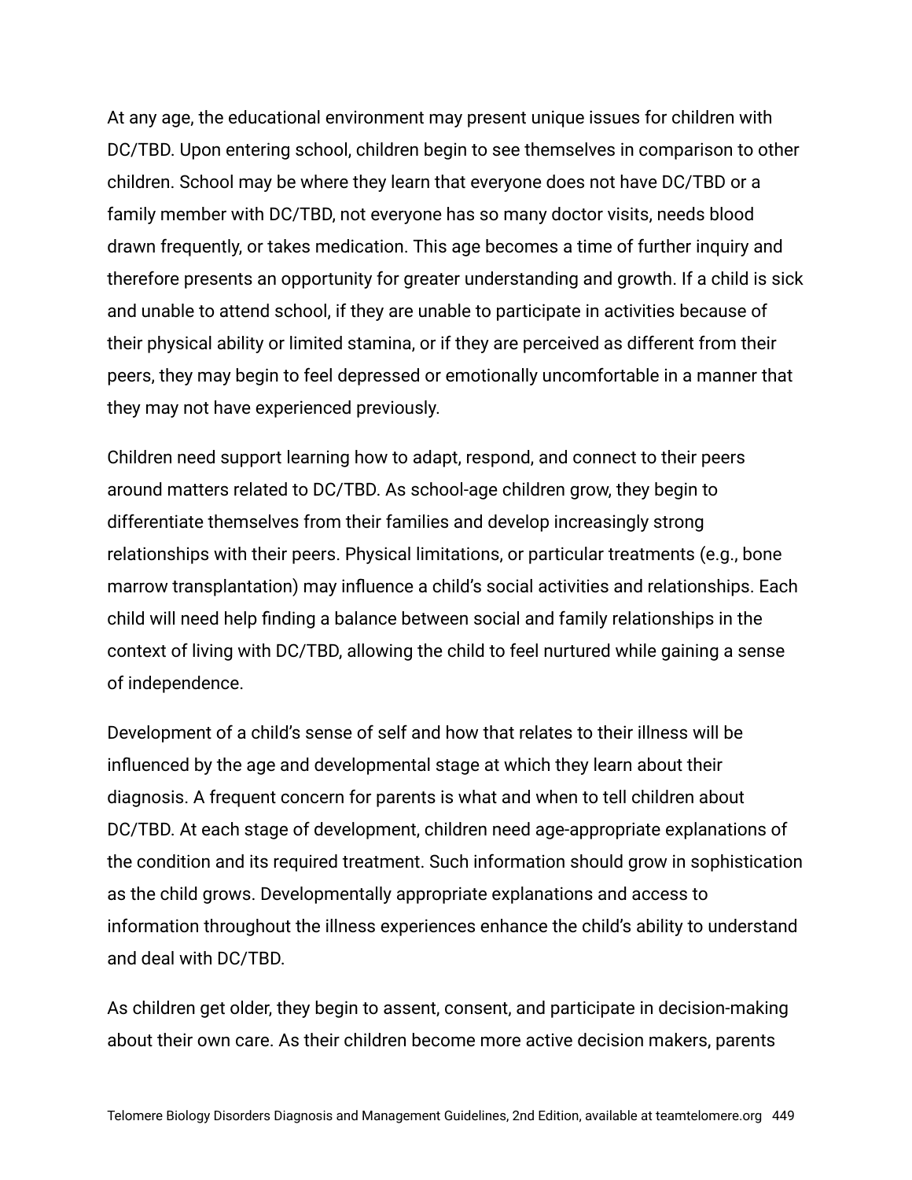At any age, the educational environment may present unique issues for children with DC/TBD. Upon entering school, children begin to see themselves in comparison to other children. School may be where they learn that everyone does not have DC/TBD or a family member with DC/TBD, not everyone has so many doctor visits, needs blood drawn frequently, or takes medication. This age becomes a time of further inquiry and therefore presents an opportunity for greater understanding and growth. If a child is sick and unable to attend school, if they are unable to participate in activities because of their physical ability or limited stamina, or if they are perceived as different from their peers, they may begin to feel depressed or emotionally uncomfortable in a manner that they may not have experienced previously.

Children need support learning how to adapt, respond, and connect to their peers around matters related to DC/TBD. As school-age children grow, they begin to differentiate themselves from their families and develop increasingly strong relationships with their peers. Physical limitations, or particular treatments (e.g., bone marrow transplantation) may influence a child's social activities and relationships. Each child will need help finding a balance between social and family relationships in the context of living with DC/TBD, allowing the child to feel nurtured while gaining a sense of independence.

Development of a child's sense of self and how that relates to their illness will be influenced by the age and developmental stage at which they learn about their diagnosis. A frequent concern for parents is what and when to tell children about DC/TBD. At each stage of development, children need age-appropriate explanations of the condition and its required treatment. Such information should grow in sophistication as the child grows. Developmentally appropriate explanations and access to information throughout the illness experiences enhance the child's ability to understand and deal with DC/TBD.

As children get older, they begin to assent, consent, and participate in decision-making about their own care. As their children become more active decision makers, parents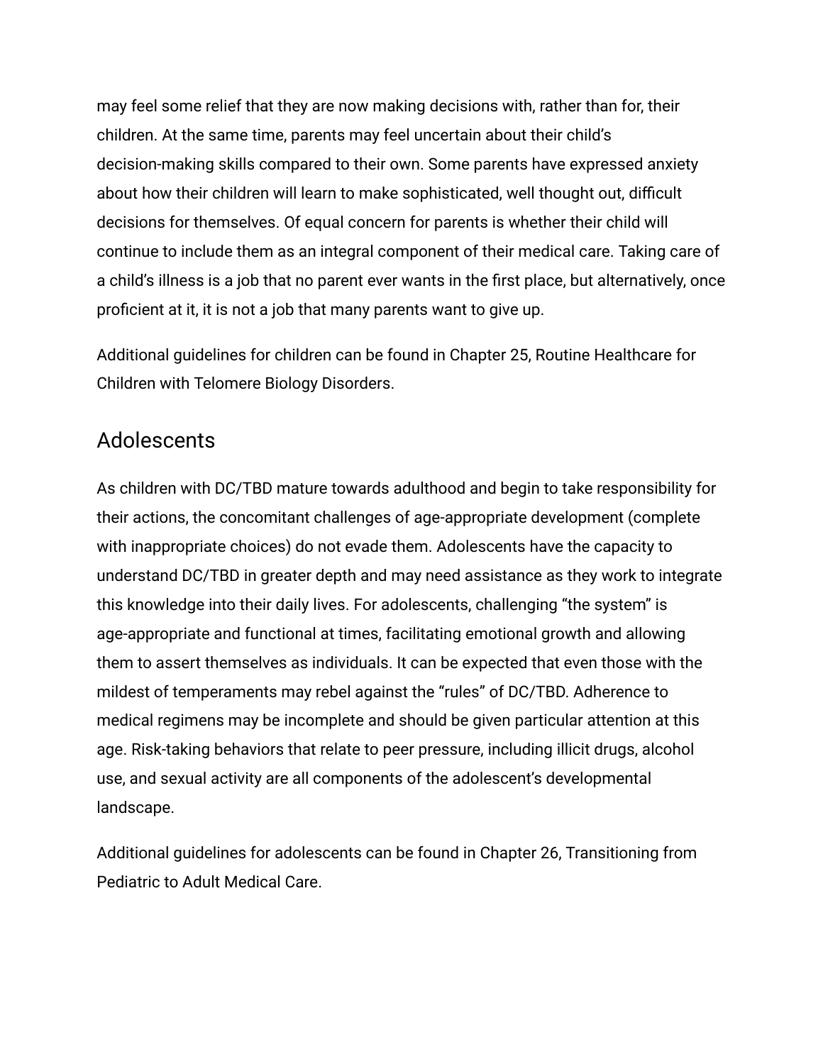may feel some relief that they are now making decisions with, rather than for, their children. At the same time, parents may feel uncertain about their child's decision-making skills compared to their own. Some parents have expressed anxiety about how their children will learn to make sophisticated, well thought out, difficult decisions for themselves. Of equal concern for parents is whether their child will continue to include them as an integral component of their medical care. Taking care of a child's illness is a job that no parent ever wants in the first place, but alternatively, once proficient at it, it is not a job that many parents want to give up.

Additional guidelines for children can be found in Chapter 25, Routine Healthcare for Children with Telomere Biology Disorders.

## Adolescents

As children with DC/TBD mature towards adulthood and begin to take responsibility for their actions, the concomitant challenges of age-appropriate development (complete with inappropriate choices) do not evade them. Adolescents have the capacity to understand DC/TBD in greater depth and may need assistance as they work to integrate this knowledge into their daily lives. For adolescents, challenging "the system" is age-appropriate and functional at times, facilitating emotional growth and allowing them to assert themselves as individuals. It can be expected that even those with the mildest of temperaments may rebel against the "rules" of DC/TBD. Adherence to medical regimens may be incomplete and should be given particular attention at this age. Risk-taking behaviors that relate to peer pressure, including illicit drugs, alcohol use, and sexual activity are all components of the adolescent's developmental landscape.

Additional guidelines for adolescents can be found in Chapter 26, Transitioning from Pediatric to Adult Medical Care.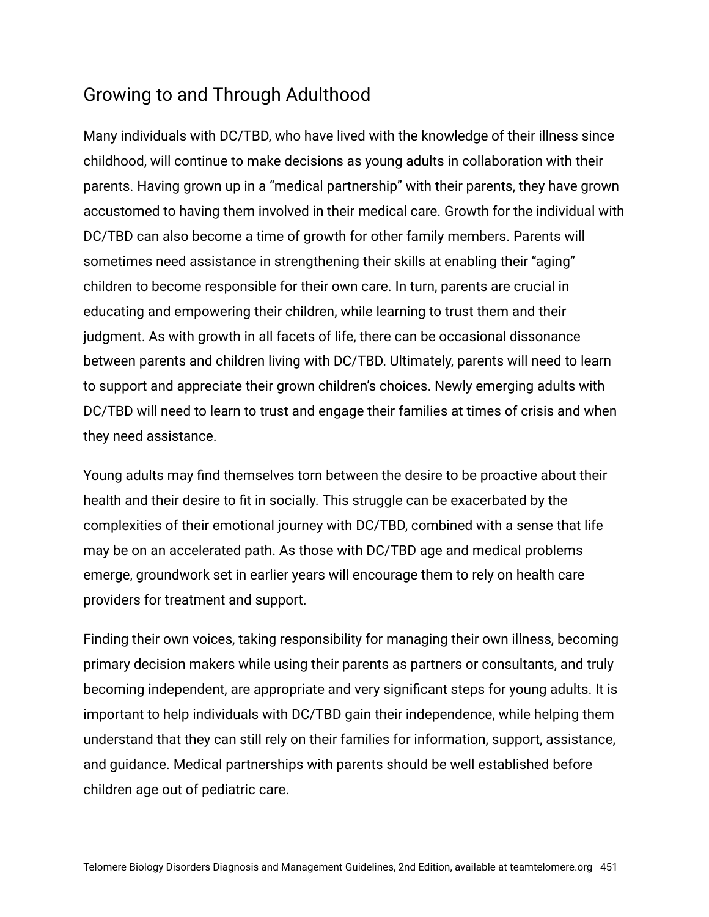## Growing to and Through Adulthood

Many individuals with DC/TBD, who have lived with the knowledge of their illness since childhood, will continue to make decisions as young adults in collaboration with their parents. Having grown up in a "medical partnership" with their parents, they have grown accustomed to having them involved in their medical care. Growth for the individual with DC/TBD can also become a time of growth for other family members. Parents will sometimes need assistance in strengthening their skills at enabling their "aging" children to become responsible for their own care. In turn, parents are crucial in educating and empowering their children, while learning to trust them and their judgment. As with growth in all facets of life, there can be occasional dissonance between parents and children living with DC/TBD. Ultimately, parents will need to learn to support and appreciate their grown children's choices. Newly emerging adults with DC/TBD will need to learn to trust and engage their families at times of crisis and when they need assistance.

Young adults may find themselves torn between the desire to be proactive about their health and their desire to fit in socially. This struggle can be exacerbated by the complexities of their emotional journey with DC/TBD, combined with a sense that life may be on an accelerated path. As those with DC/TBD age and medical problems emerge, groundwork set in earlier years will encourage them to rely on health care providers for treatment and support.

Finding their own voices, taking responsibility for managing their own illness, becoming primary decision makers while using their parents as partners or consultants, and truly becoming independent, are appropriate and very significant steps for young adults. It is important to help individuals with DC/TBD gain their independence, while helping them understand that they can still rely on their families for information, support, assistance, and guidance. Medical partnerships with parents should be well established before children age out of pediatric care.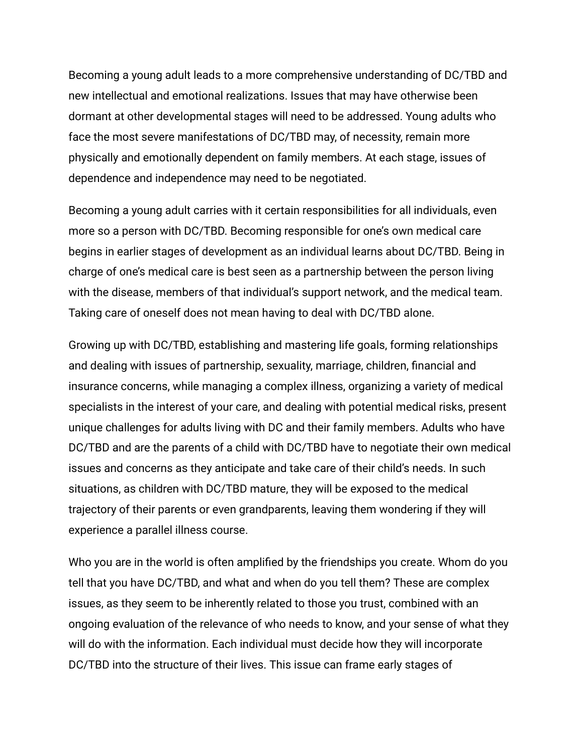Becoming a young adult leads to a more comprehensive understanding of DC/TBD and new intellectual and emotional realizations. Issues that may have otherwise been dormant at other developmental stages will need to be addressed. Young adults who face the most severe manifestations of DC/TBD may, of necessity, remain more physically and emotionally dependent on family members. At each stage, issues of dependence and independence may need to be negotiated.

Becoming a young adult carries with it certain responsibilities for all individuals, even more so a person with DC/TBD. Becoming responsible for one's own medical care begins in earlier stages of development as an individual learns about DC/TBD. Being in charge of one's medical care is best seen as a partnership between the person living with the disease, members of that individual's support network, and the medical team. Taking care of oneself does not mean having to deal with DC/TBD alone.

Growing up with DC/TBD, establishing and mastering life goals, forming relationships and dealing with issues of partnership, sexuality, marriage, children, financial and insurance concerns, while managing a complex illness, organizing a variety of medical specialists in the interest of your care, and dealing with potential medical risks, present unique challenges for adults living with DC and their family members. Adults who have DC/TBD and are the parents of a child with DC/TBD have to negotiate their own medical issues and concerns as they anticipate and take care of their child's needs. In such situations, as children with DC/TBD mature, they will be exposed to the medical trajectory of their parents or even grandparents, leaving them wondering if they will experience a parallel illness course.

Who you are in the world is often amplified by the friendships you create. Whom do you tell that you have DC/TBD, and what and when do you tell them? These are complex issues, as they seem to be inherently related to those you trust, combined with an ongoing evaluation of the relevance of who needs to know, and your sense of what they will do with the information. Each individual must decide how they will incorporate DC/TBD into the structure of their lives. This issue can frame early stages of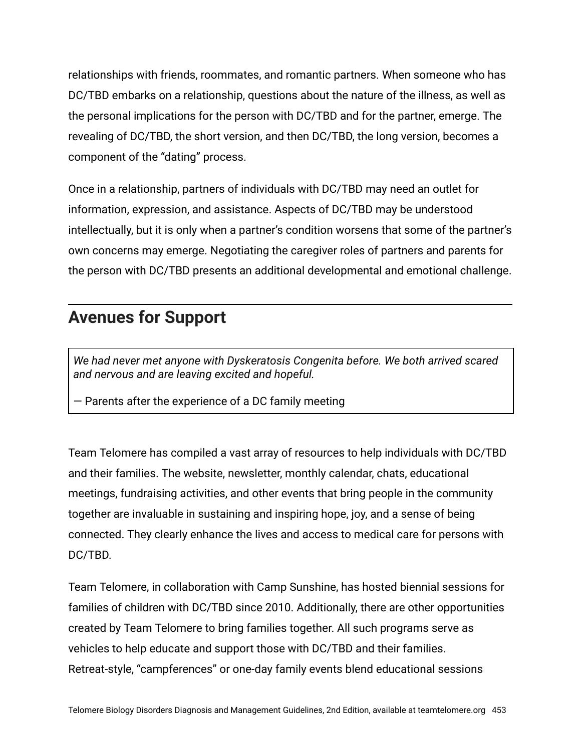relationships with friends, roommates, and romantic partners. When someone who has DC/TBD embarks on a relationship, questions about the nature of the illness, as well as the personal implications for the person with DC/TBD and for the partner, emerge. The revealing of DC/TBD, the short version, and then DC/TBD, the long version, becomes a component of the "dating" process.

Once in a relationship, partners of individuals with DC/TBD may need an outlet for information, expression, and assistance. Aspects of DC/TBD may be understood intellectually, but it is only when a partner's condition worsens that some of the partner's own concerns may emerge. Negotiating the caregiver roles of partners and parents for the person with DC/TBD presents an additional developmental and emotional challenge.

## Avenues for Support

> *We had never met anyone with Dyskeratosis Congenita before. We both arrived scared and nervous and are leaving excited and hopeful.*
>
> — Parents after the experience of a DC family meeting

Team Telomere has compiled a vast array of resources to help individuals with DC/TBD and their families. The website, newsletter, monthly calendar, chats, educational meetings, fundraising activities, and other events that bring people in the community together are invaluable in sustaining and inspiring hope, joy, and a sense of being connected. They clearly enhance the lives and access to medical care for persons with DC/TBD.

Team Telomere, in collaboration with Camp Sunshine, has hosted biennial sessions for families of children with DC/TBD since 2010. Additionally, there are other opportunities created by Team Telomere to bring families together. All such programs serve as vehicles to help educate and support those with DC/TBD and their families. Retreat-style, "campferences" or one-day family events blend educational sessions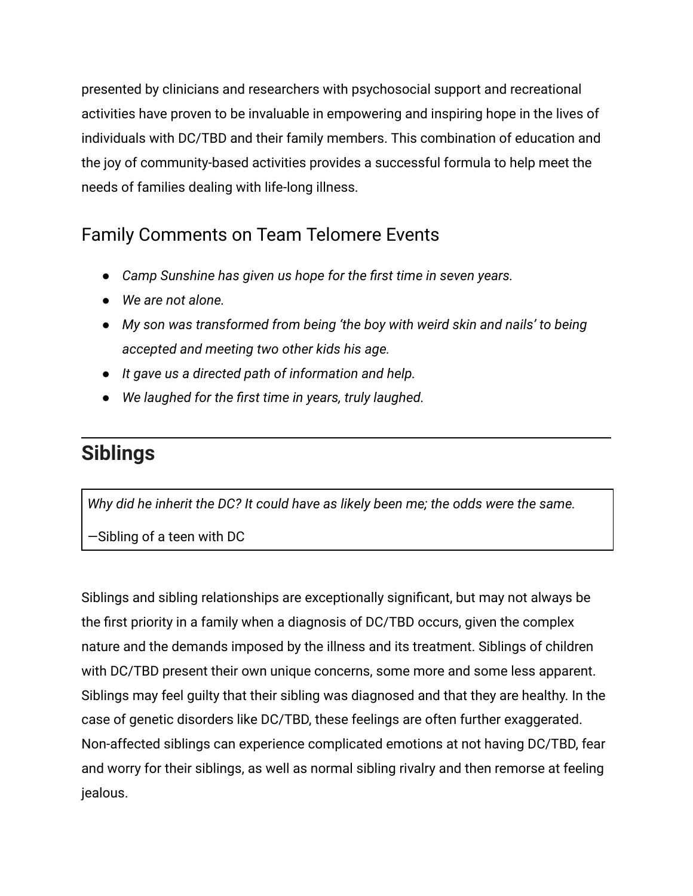presented by clinicians and researchers with psychosocial support and recreational activities have proven to be invaluable in empowering and inspiring hope in the lives of individuals with DC/TBD and their family members. This combination of education and the joy of community-based activities provides a successful formula to help meet the needs of families dealing with life-long illness.

### Family Comments on Team Telomere Events

- *Camp Sunshine has given us hope for the first time in seven years.*
- *We are not alone.*
- *My son was transformed from being 'the boy with weird skin and nails' to being accepted and meeting two other kids his age.*
- *It gave us a directed path of information and help.*
- *We laughed for the first time in years, truly laughed.*

---

## Siblings

> *Why did he inherit the DC? It could have as likely been me; the odds were the same.*
>
> —Sibling of a teen with DC

Siblings and sibling relationships are exceptionally significant, but may not always be the first priority in a family when a diagnosis of DC/TBD occurs, given the complex nature and the demands imposed by the illness and its treatment. Siblings of children with DC/TBD present their own unique concerns, some more and some less apparent. Siblings may feel guilty that their sibling was diagnosed and that they are healthy. In the case of genetic disorders like DC/TBD, these feelings are often further exaggerated. Non-affected siblings can experience complicated emotions at not having DC/TBD, fear and worry for their siblings, as well as normal sibling rivalry and then remorse at feeling jealous.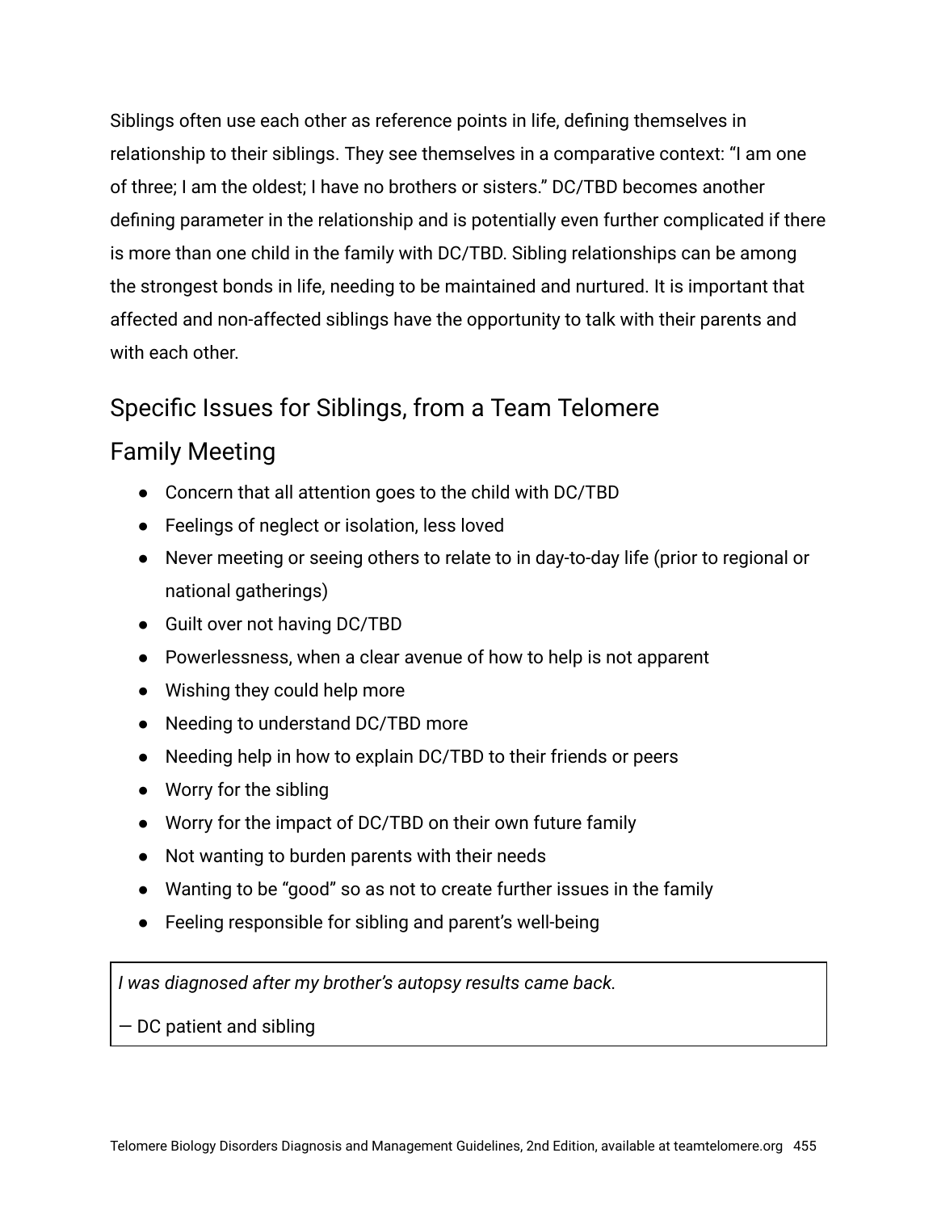Siblings often use each other as reference points in life, defining themselves in relationship to their siblings. They see themselves in a comparative context: "I am one of three; I am the oldest; I have no brothers or sisters." DC/TBD becomes another defining parameter in the relationship and is potentially even further complicated if there is more than one child in the family with DC/TBD. Sibling relationships can be among the strongest bonds in life, needing to be maintained and nurtured. It is important that affected and non-affected siblings have the opportunity to talk with their parents and with each other.

## Specific Issues for Siblings, from a Team Telomere Family Meeting

- Concern that all attention goes to the child with DC/TBD
- Feelings of neglect or isolation, less loved
- Never meeting or seeing others to relate to in day-to-day life (prior to regional or national gatherings)
- Guilt over not having DC/TBD
- Powerlessness, when a clear avenue of how to help is not apparent
- Wishing they could help more
- Needing to understand DC/TBD more
- Needing help in how to explain DC/TBD to their friends or peers
- Worry for the sibling
- Worry for the impact of DC/TBD on their own future family
- Not wanting to burden parents with their needs
- Wanting to be "good" so as not to create further issues in the family
- Feeling responsible for sibling and parent's well-being

> *I was diagnosed after my brother's autopsy results came back.*
>
> — DC patient and sibling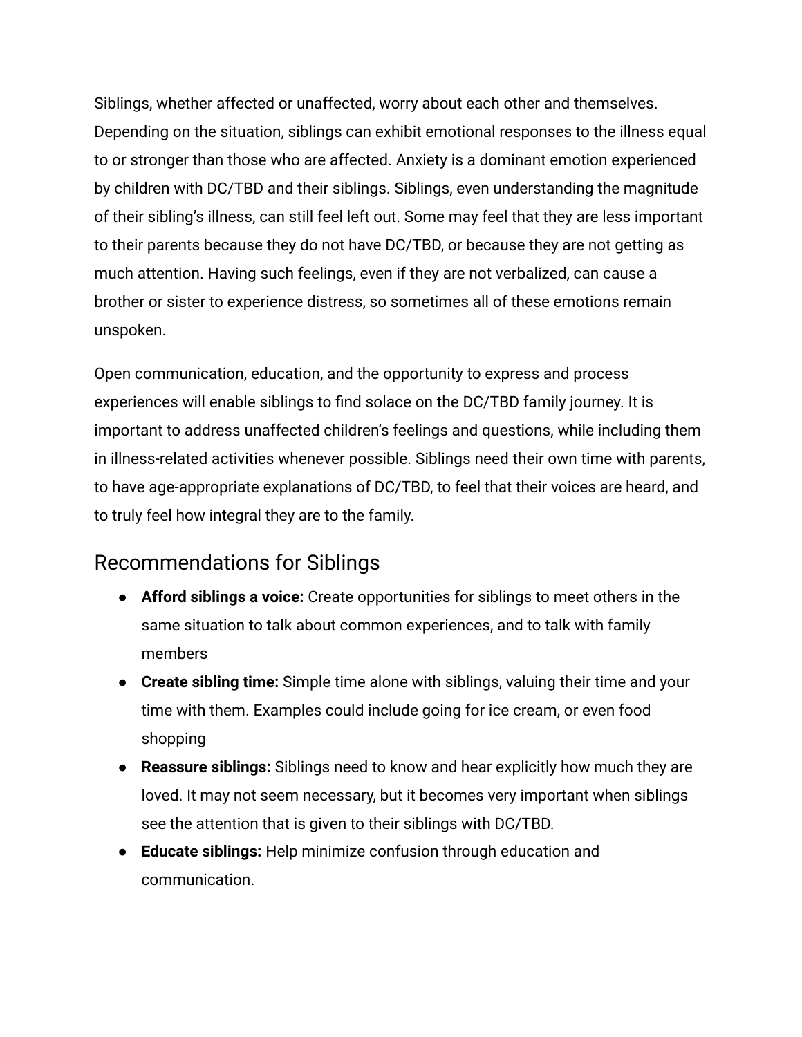Siblings, whether affected or unaffected, worry about each other and themselves. Depending on the situation, siblings can exhibit emotional responses to the illness equal to or stronger than those who are affected. Anxiety is a dominant emotion experienced by children with DC/TBD and their siblings. Siblings, even understanding the magnitude of their sibling's illness, can still feel left out. Some may feel that they are less important to their parents because they do not have DC/TBD, or because they are not getting as much attention. Having such feelings, even if they are not verbalized, can cause a brother or sister to experience distress, so sometimes all of these emotions remain unspoken.

Open communication, education, and the opportunity to express and process experiences will enable siblings to find solace on the DC/TBD family journey. It is important to address unaffected children's feelings and questions, while including them in illness-related activities whenever possible. Siblings need their own time with parents, to have age-appropriate explanations of DC/TBD, to feel that their voices are heard, and to truly feel how integral they are to the family.

## Recommendations for Siblings

- **Afford siblings a voice:** Create opportunities for siblings to meet others in the same situation to talk about common experiences, and to talk with family members
- **Create sibling time:** Simple time alone with siblings, valuing their time and your time with them. Examples could include going for ice cream, or even food shopping
- **Reassure siblings:** Siblings need to know and hear explicitly how much they are loved. It may not seem necessary, but it becomes very important when siblings see the attention that is given to their siblings with DC/TBD.
- **Educate siblings:** Help minimize confusion through education and communication.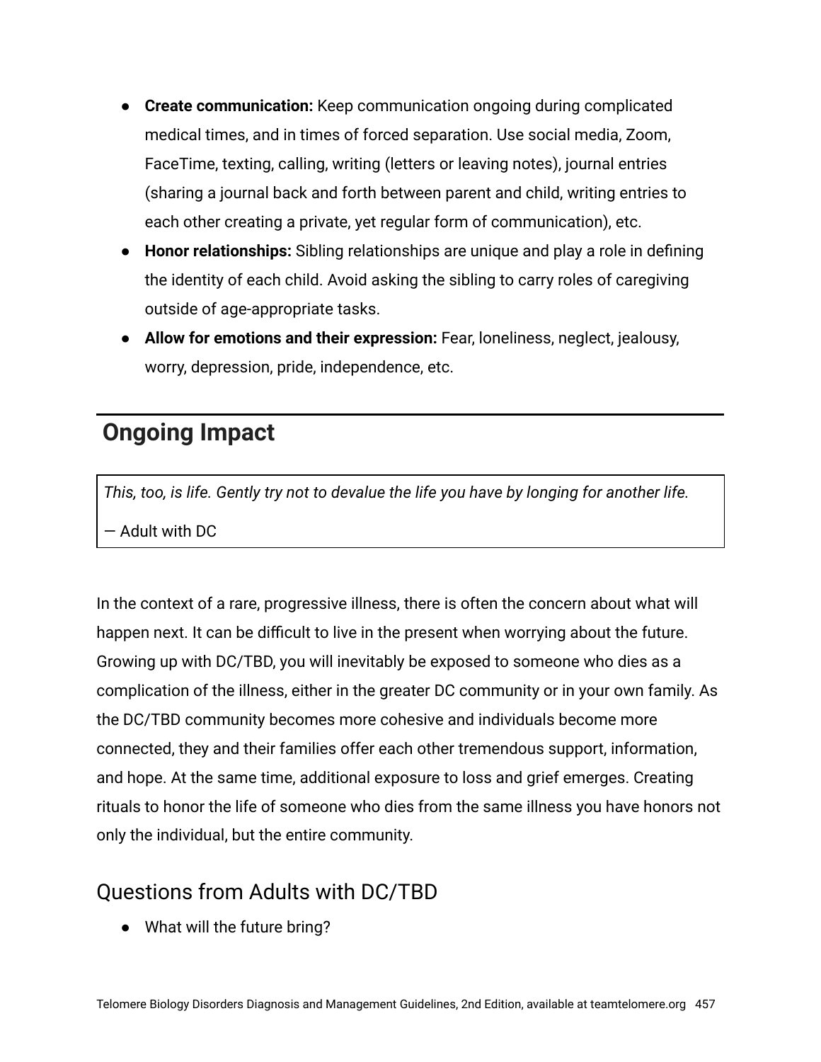- **Create communication:** Keep communication ongoing during complicated medical times, and in times of forced separation. Use social media, Zoom, FaceTime, texting, calling, writing (letters or leaving notes), journal entries (sharing a journal back and forth between parent and child, writing entries to each other creating a private, yet regular form of communication), etc.
- **Honor relationships:** Sibling relationships are unique and play a role in defining the identity of each child. Avoid asking the sibling to carry roles of caregiving outside of age-appropriate tasks.
- **Allow for emotions and their expression:** Fear, loneliness, neglect, jealousy, worry, depression, pride, independence, etc.

## Ongoing Impact

> *This, too, is life. Gently try not to devalue the life you have by longing for another life.*
>
> — Adult with DC

In the context of a rare, progressive illness, there is often the concern about what will happen next. It can be difficult to live in the present when worrying about the future. Growing up with DC/TBD, you will inevitably be exposed to someone who dies as a complication of the illness, either in the greater DC community or in your own family. As the DC/TBD community becomes more cohesive and individuals become more connected, they and their families offer each other tremendous support, information, and hope. At the same time, additional exposure to loss and grief emerges. Creating rituals to honor the life of someone who dies from the same illness you have honors not only the individual, but the entire community.

### Questions from Adults with DC/TBD

- What will the future bring?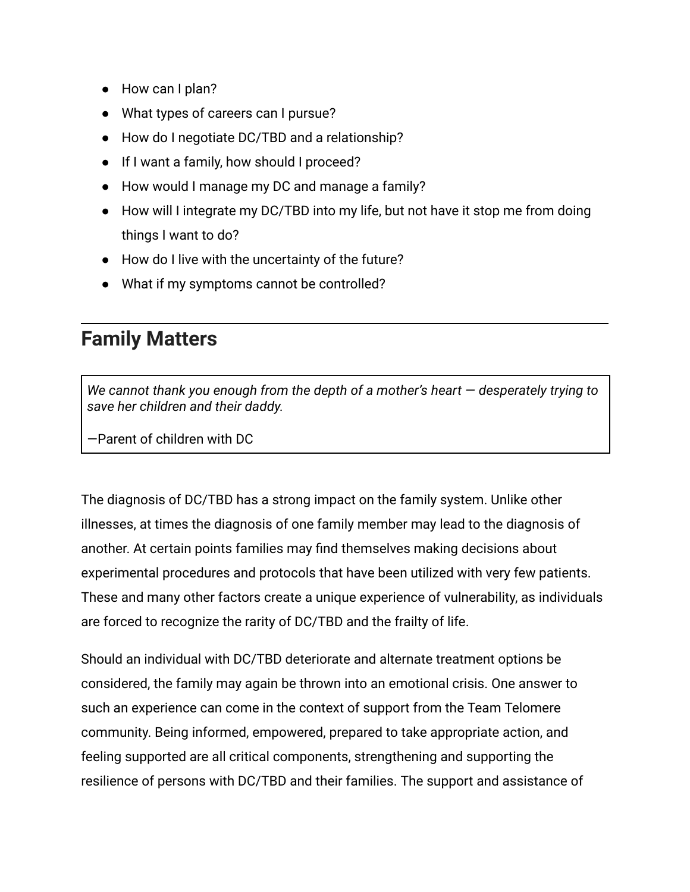- How can I plan?
- What types of careers can I pursue?
- How do I negotiate DC/TBD and a relationship?
- If I want a family, how should I proceed?
- How would I manage my DC and manage a family?
- How will I integrate my DC/TBD into my life, but not have it stop me from doing things I want to do?
- How do I live with the uncertainty of the future?
- What if my symptoms cannot be controlled?

---

## Family Matters

> *We cannot thank you enough from the depth of a mother's heart — desperately trying to save her children and their daddy.*
>
> —Parent of children with DC

The diagnosis of DC/TBD has a strong impact on the family system. Unlike other illnesses, at times the diagnosis of one family member may lead to the diagnosis of another. At certain points families may find themselves making decisions about experimental procedures and protocols that have been utilized with very few patients. These and many other factors create a unique experience of vulnerability, as individuals are forced to recognize the rarity of DC/TBD and the frailty of life.

Should an individual with DC/TBD deteriorate and alternate treatment options be considered, the family may again be thrown into an emotional crisis. One answer to such an experience can come in the context of support from the Team Telomere community. Being informed, empowered, prepared to take appropriate action, and feeling supported are all critical components, strengthening and supporting the resilience of persons with DC/TBD and their families. The support and assistance of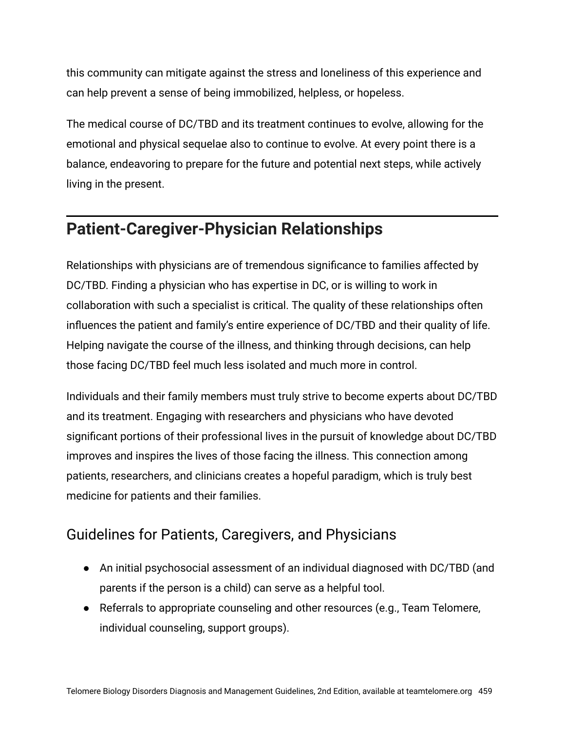this community can mitigate against the stress and loneliness of this experience and can help prevent a sense of being immobilized, helpless, or hopeless.

The medical course of DC/TBD and its treatment continues to evolve, allowing for the emotional and physical sequelae also to continue to evolve. At every point there is a balance, endeavoring to prepare for the future and potential next steps, while actively living in the present.

## Patient-Caregiver-Physician Relationships

Relationships with physicians are of tremendous significance to families affected by DC/TBD. Finding a physician who has expertise in DC, or is willing to work in collaboration with such a specialist is critical. The quality of these relationships often influences the patient and family's entire experience of DC/TBD and their quality of life. Helping navigate the course of the illness, and thinking through decisions, can help those facing DC/TBD feel much less isolated and much more in control.

Individuals and their family members must truly strive to become experts about DC/TBD and its treatment. Engaging with researchers and physicians who have devoted significant portions of their professional lives in the pursuit of knowledge about DC/TBD improves and inspires the lives of those facing the illness. This connection among patients, researchers, and clinicians creates a hopeful paradigm, which is truly best medicine for patients and their families.

### Guidelines for Patients, Caregivers, and Physicians

- An initial psychosocial assessment of an individual diagnosed with DC/TBD (and parents if the person is a child) can serve as a helpful tool.
- Referrals to appropriate counseling and other resources (e.g., Team Telomere, individual counseling, support groups).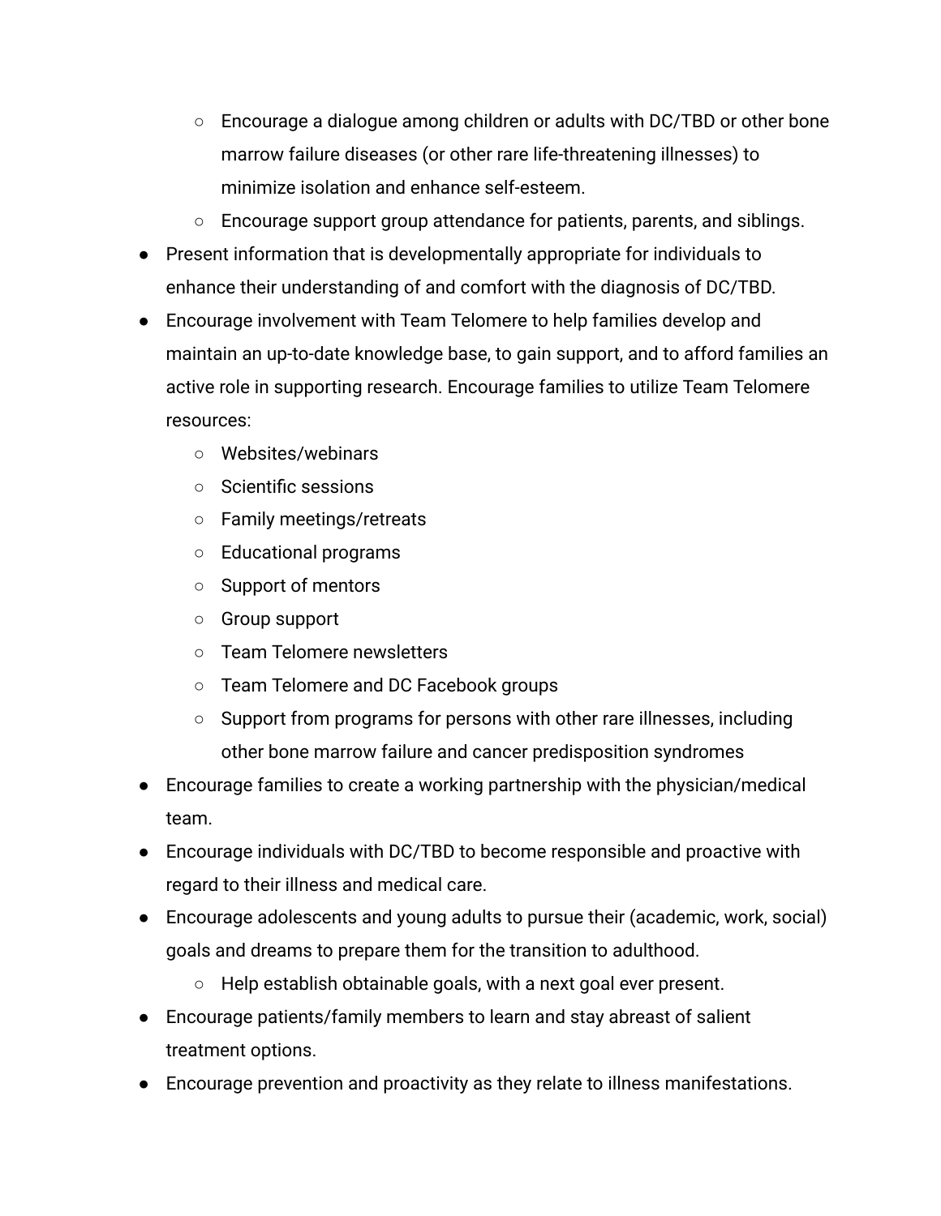- Encourage a dialogue among children or adults with DC/TBD or other bone marrow failure diseases (or other rare life-threatening illnesses) to minimize isolation and enhance self-esteem.
    - Encourage support group attendance for patients, parents, and siblings.
- Present information that is developmentally appropriate for individuals to enhance their understanding of and comfort with the diagnosis of DC/TBD.
- Encourage involvement with Team Telomere to help families develop and maintain an up-to-date knowledge base, to gain support, and to afford families an active role in supporting research. Encourage families to utilize Team Telomere resources:
    - Websites/webinars
    - Scientific sessions
    - Family meetings/retreats
    - Educational programs
    - Support of mentors
    - Group support
    - Team Telomere newsletters
    - Team Telomere and DC Facebook groups
    - Support from programs for persons with other rare illnesses, including other bone marrow failure and cancer predisposition syndromes
- Encourage families to create a working partnership with the physician/medical team.
- Encourage individuals with DC/TBD to become responsible and proactive with regard to their illness and medical care.
- Encourage adolescents and young adults to pursue their (academic, work, social) goals and dreams to prepare them for the transition to adulthood.
    - Help establish obtainable goals, with a next goal ever present.
- Encourage patients/family members to learn and stay abreast of salient treatment options.
- Encourage prevention and proactivity as they relate to illness manifestations.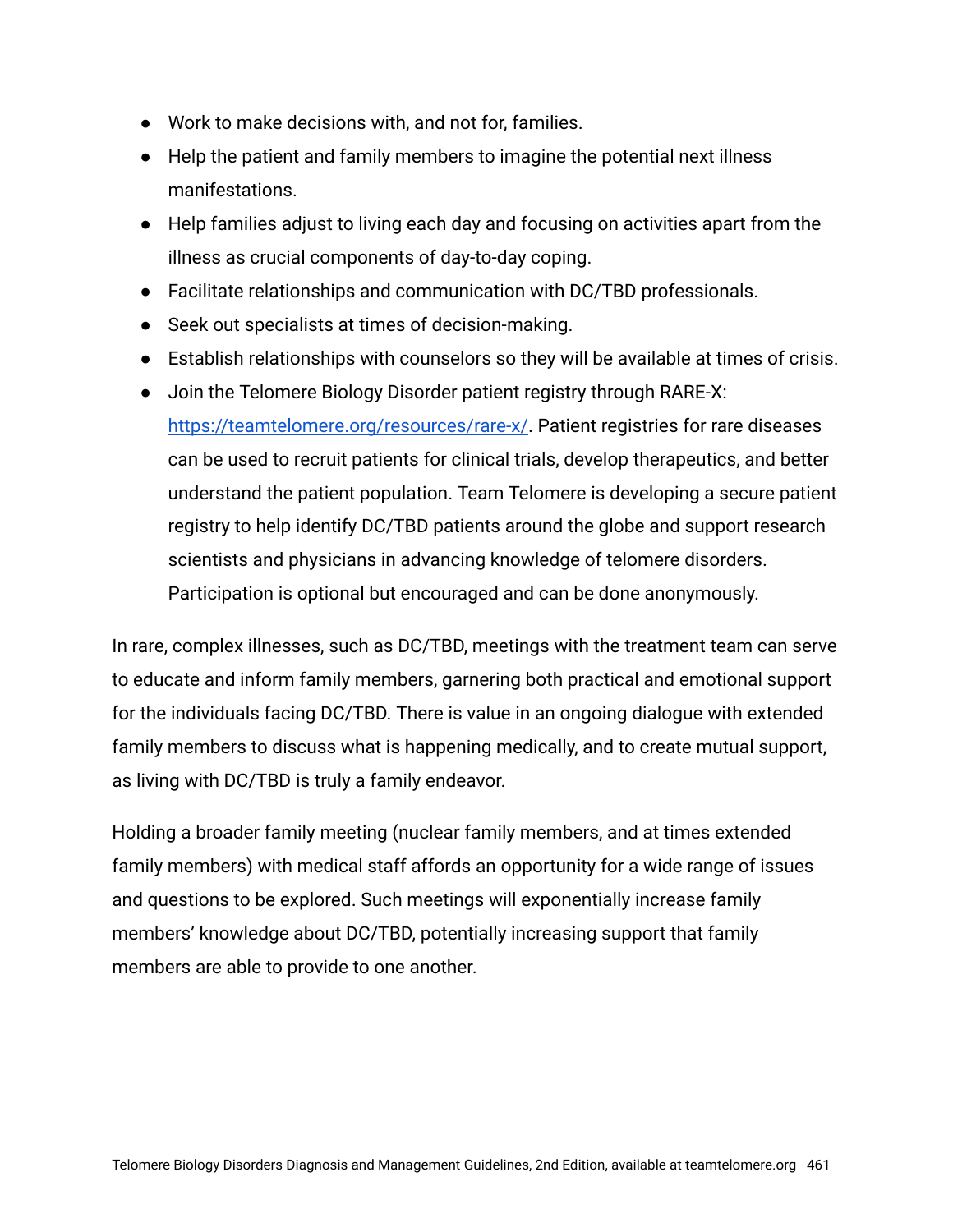- Work to make decisions with, and not for, families.
- Help the patient and family members to imagine the potential next illness manifestations.
- Help families adjust to living each day and focusing on activities apart from the illness as crucial components of day-to-day coping.
- Facilitate relationships and communication with DC/TBD professionals.
- Seek out specialists at times of decision-making.
- Establish relationships with counselors so they will be available at times of crisis.
- Join the Telomere Biology Disorder patient registry through RARE-X: [https://teamtelomere.org/resources/rare-x/](https://teamtelomere.org/resources/rare-x/). Patient registries for rare diseases can be used to recruit patients for clinical trials, develop therapeutics, and better understand the patient population. Team Telomere is developing a secure patient registry to help identify DC/TBD patients around the globe and support research scientists and physicians in advancing knowledge of telomere disorders. Participation is optional but encouraged and can be done anonymously.

In rare, complex illnesses, such as DC/TBD, meetings with the treatment team can serve to educate and inform family members, garnering both practical and emotional support for the individuals facing DC/TBD. There is value in an ongoing dialogue with extended family members to discuss what is happening medically, and to create mutual support, as living with DC/TBD is truly a family endeavor.

Holding a broader family meeting (nuclear family members, and at times extended family members) with medical staff affords an opportunity for a wide range of issues and questions to be explored. Such meetings will exponentially increase family members' knowledge about DC/TBD, potentially increasing support that family members are able to provide to one another.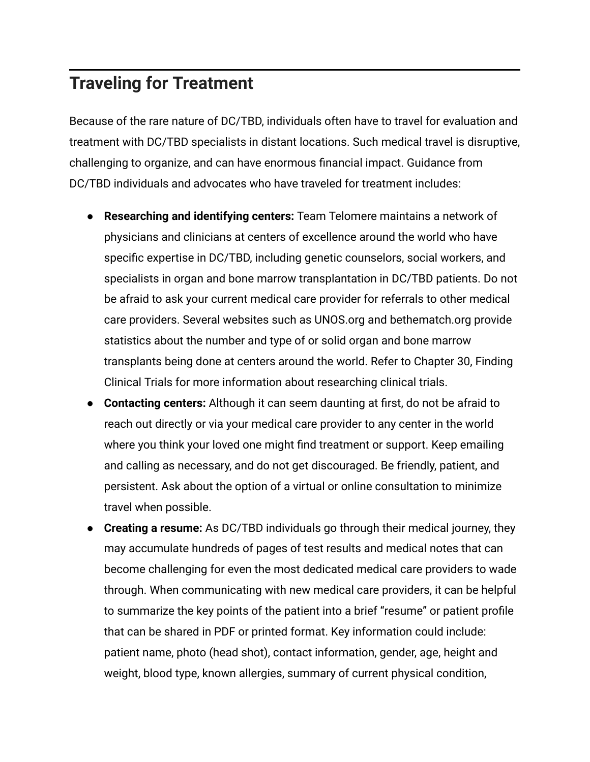## Traveling for Treatment

Because of the rare nature of DC/TBD, individuals often have to travel for evaluation and treatment with DC/TBD specialists in distant locations. Such medical travel is disruptive, challenging to organize, and can have enormous financial impact. Guidance from DC/TBD individuals and advocates who have traveled for treatment includes:

- **Researching and identifying centers:** Team Telomere maintains a network of physicians and clinicians at centers of excellence around the world who have specific expertise in DC/TBD, including genetic counselors, social workers, and specialists in organ and bone marrow transplantation in DC/TBD patients. Do not be afraid to ask your current medical care provider for referrals to other medical care providers. Several websites such as UNOS.org and bethematch.org provide statistics about the number and type of or solid organ and bone marrow transplants being done at centers around the world. Refer to Chapter 30, Finding Clinical Trials for more information about researching clinical trials.
- **Contacting centers:** Although it can seem daunting at first, do not be afraid to reach out directly or via your medical care provider to any center in the world where you think your loved one might find treatment or support. Keep emailing and calling as necessary, and do not get discouraged. Be friendly, patient, and persistent. Ask about the option of a virtual or online consultation to minimize travel when possible.
- **Creating a resume:** As DC/TBD individuals go through their medical journey, they may accumulate hundreds of pages of test results and medical notes that can become challenging for even the most dedicated medical care providers to wade through. When communicating with new medical care providers, it can be helpful to summarize the key points of the patient into a brief "resume" or patient profile that can be shared in PDF or printed format. Key information could include: patient name, photo (head shot), contact information, gender, age, height and weight, blood type, known allergies, summary of current physical condition,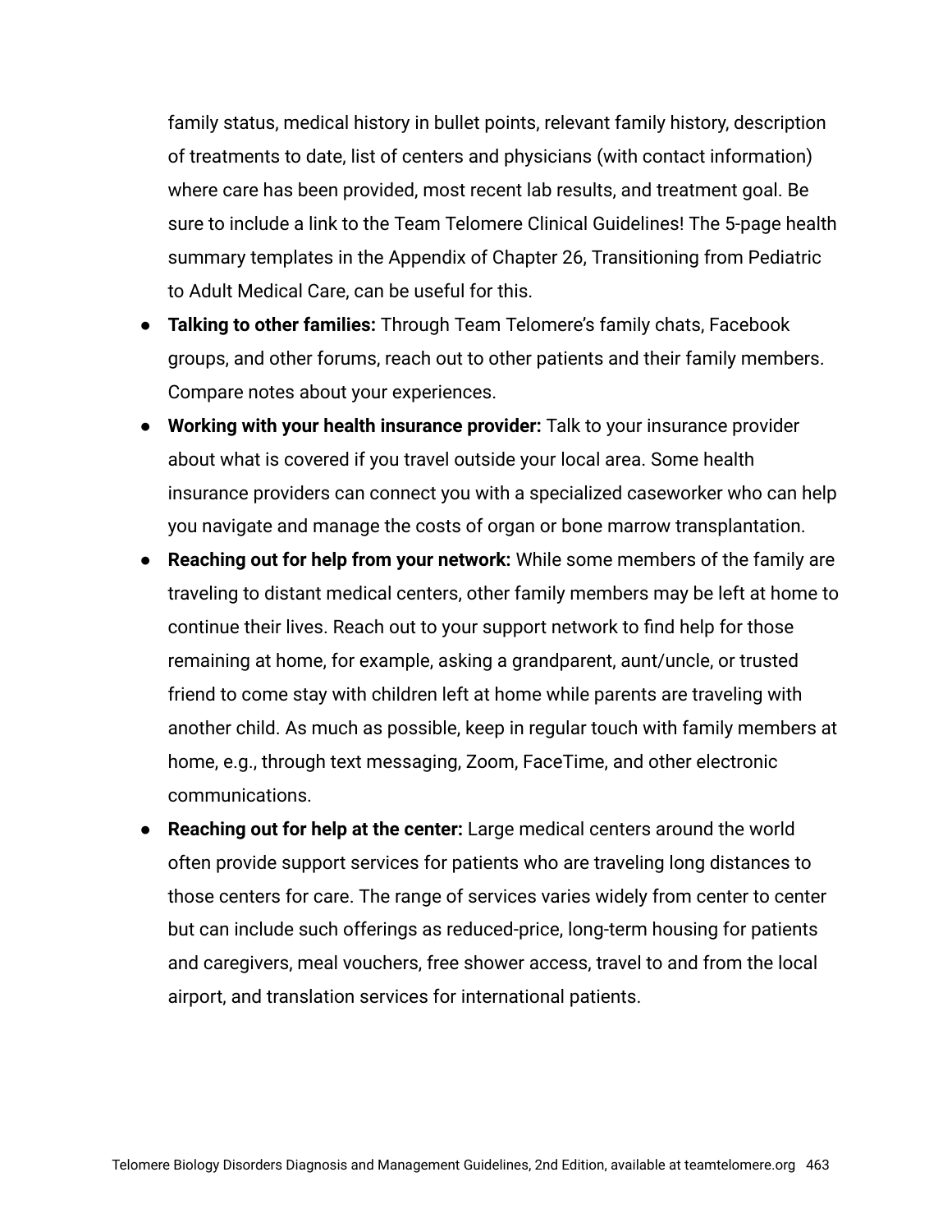family status, medical history in bullet points, relevant family history, description of treatments to date, list of centers and physicians (with contact information) where care has been provided, most recent lab results, and treatment goal. Be sure to include a link to the Team Telomere Clinical Guidelines! The 5-page health summary templates in the Appendix of Chapter 26, Transitioning from Pediatric to Adult Medical Care, can be useful for this.

- **Talking to other families:** Through Team Telomere's family chats, Facebook groups, and other forums, reach out to other patients and their family members. Compare notes about your experiences.
- **Working with your health insurance provider:** Talk to your insurance provider about what is covered if you travel outside your local area. Some health insurance providers can connect you with a specialized caseworker who can help you navigate and manage the costs of organ or bone marrow transplantation.
- **Reaching out for help from your network:** While some members of the family are traveling to distant medical centers, other family members may be left at home to continue their lives. Reach out to your support network to find help for those remaining at home, for example, asking a grandparent, aunt/uncle, or trusted friend to come stay with children left at home while parents are traveling with another child. As much as possible, keep in regular touch with family members at home, e.g., through text messaging, Zoom, FaceTime, and other electronic communications.
- **Reaching out for help at the center:** Large medical centers around the world often provide support services for patients who are traveling long distances to those centers for care. The range of services varies widely from center to center but can include such offerings as reduced-price, long-term housing for patients and caregivers, meal vouchers, free shower access, travel to and from the local airport, and translation services for international patients.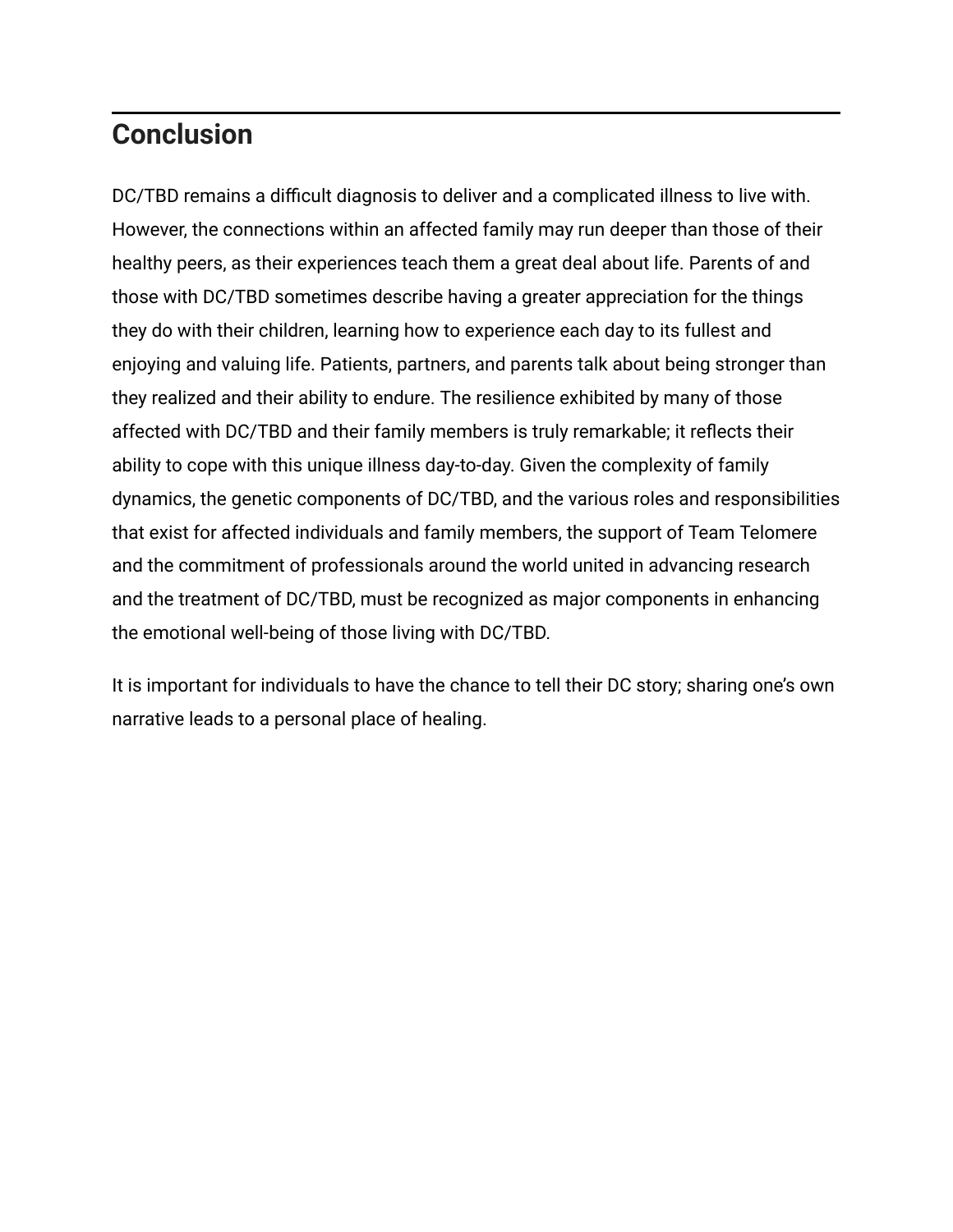## Conclusion

DC/TBD remains a difficult diagnosis to deliver and a complicated illness to live with. However, the connections within an affected family may run deeper than those of their healthy peers, as their experiences teach them a great deal about life. Parents of and those with DC/TBD sometimes describe having a greater appreciation for the things they do with their children, learning how to experience each day to its fullest and enjoying and valuing life. Patients, partners, and parents talk about being stronger than they realized and their ability to endure. The resilience exhibited by many of those affected with DC/TBD and their family members is truly remarkable; it reflects their ability to cope with this unique illness day-to-day. Given the complexity of family dynamics, the genetic components of DC/TBD, and the various roles and responsibilities that exist for affected individuals and family members, the support of Team Telomere and the commitment of professionals around the world united in advancing research and the treatment of DC/TBD, must be recognized as major components in enhancing the emotional well-being of those living with DC/TBD.

It is important for individuals to have the chance to tell their DC story; sharing one's own narrative leads to a personal place of healing.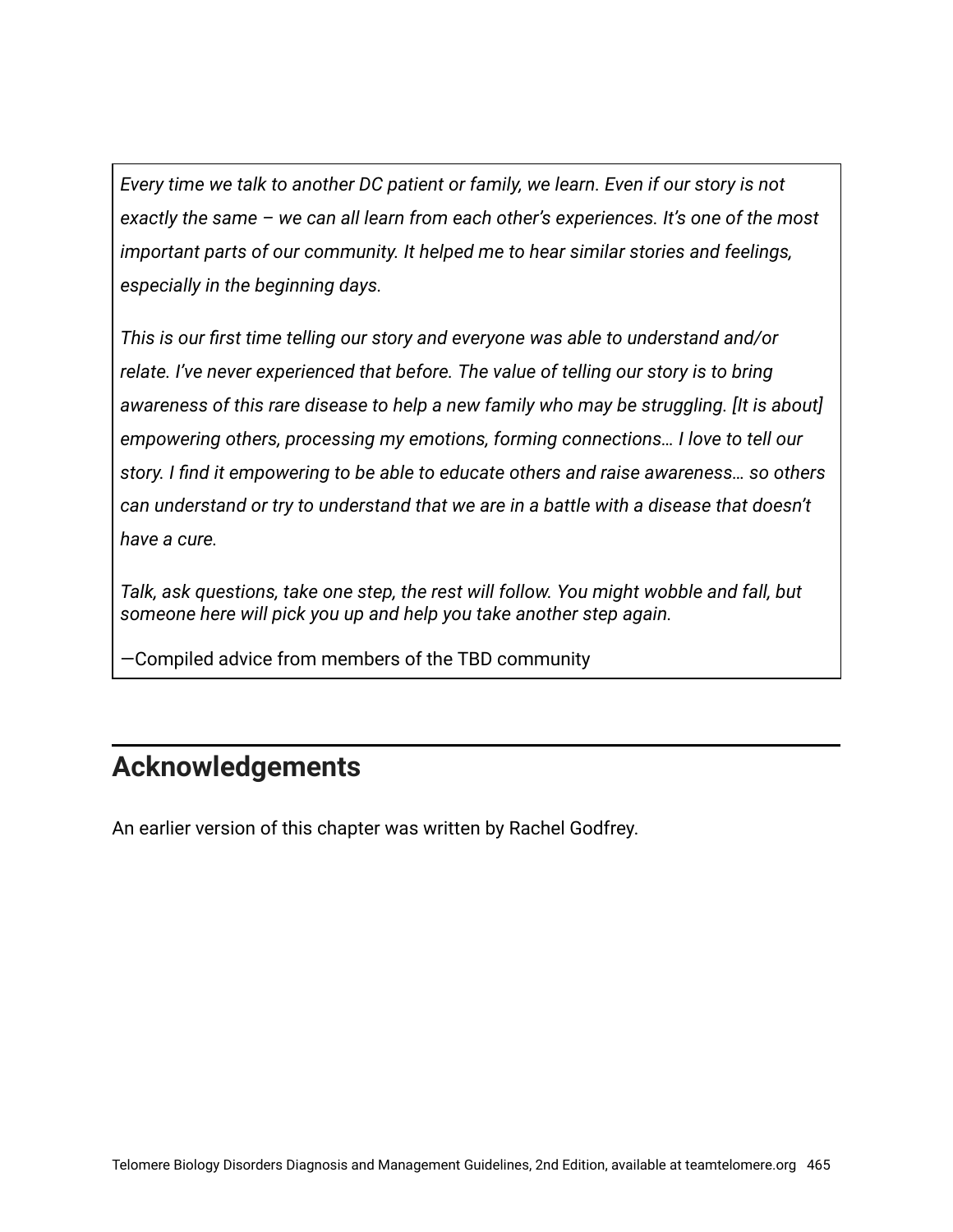*Every time we talk to another DC patient or family, we learn. Even if our story is not exactly the same – we can all learn from each other's experiences. It's one of the most important parts of our community. It helped me to hear similar stories and feelings, especially in the beginning days.*

*This is our first time telling our story and everyone was able to understand and/or relate. I've never experienced that before. The value of telling our story is to bring awareness of this rare disease to help a new family who may be struggling. [It is about] empowering others, processing my emotions, forming connections… I love to tell our story. I find it empowering to be able to educate others and raise awareness… so others can understand or try to understand that we are in a battle with a disease that doesn't have a cure.*

*Talk, ask questions, take one step, the rest will follow. You might wobble and fall, but someone here will pick you up and help you take another step again.*

—Compiled advice from members of the TBD community

## Acknowledgements

An earlier version of this chapter was written by Rachel Godfrey.